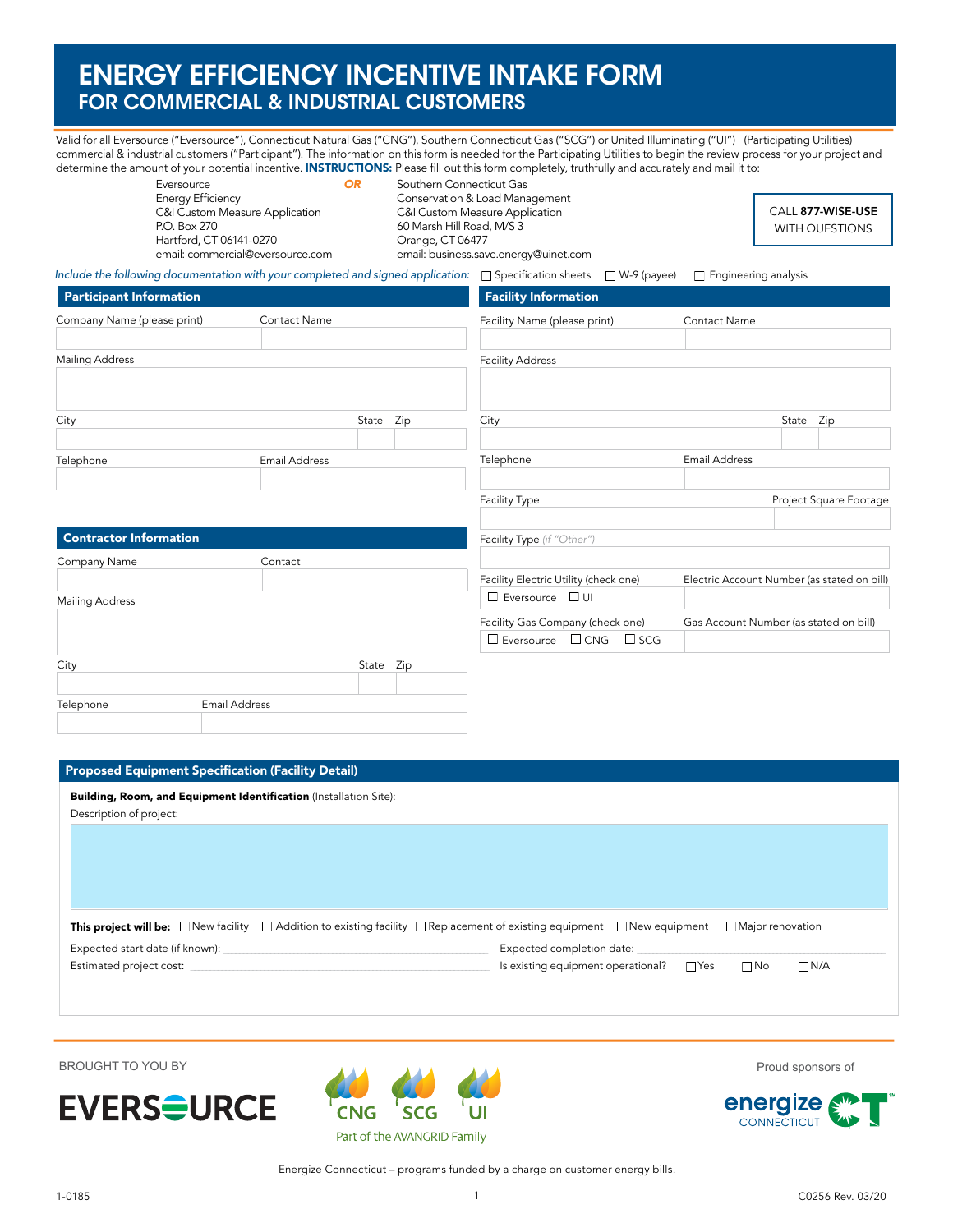# ENERGY EFFICIENCY INCENTIVE INTAKE FORM
## FOR COMMERCIAL & INDUSTRIAL CUSTOMERS

Valid for all Eversource ("Eversource"), Connecticut Natural Gas ("CNG"), Southern Connecticut Gas ("SCG") or United Illuminating ("UI") (Participating Utilities) commercial & industrial customers ("Participant"). The information on this form is needed for the Participating Utilities to begin the review process for your project and determine the amount of your potential incentive. **INSTRUCTIONS:** Please fill out this form completely, truthfully and accurately and mail it to:

Eversource
Energy Efficiency
C&I Custom Measure Application
P.O. Box 270
Hartford, CT 06141-0270
email: commercial@eversource.com

**OR**

Southern Connecticut Gas
Conservation & Load Management
C&I Custom Measure Application
60 Marsh Hill Road, M/S 3
Orange, CT 06477
email: business.save.energy@uinet.com

CALL **877-WISE-USE** WITH QUESTIONS

*Include the following documentation with your completed and signed application:* ☐ Specification sheets ☐ W-9 (payee) ☐ Engineering analysis

### Participant Information

| Company Name (please print) | Contact Name | |
|---|---|---|
| | | |
| Mailing Address | | |
| | | |
| City | State | Zip |
| | | |
| Telephone | Email Address | |
| | | |

### Facility Information

| Facility Name (please print) | Contact Name | |
|---|---|---|
| | | |
| Facility Address | | |
| | | |
| City | State | Zip |
| | | |
| Telephone | Email Address | |
| | | |
| Facility Type | Project Square Footage | |
| | | |
| Facility Type (*if "Other"*) | | |
| | | |
| Facility Electric Utility (check one) ☐ Eversource ☐ UI | Electric Account Number (as stated on bill) | |
| Facility Gas Company (check one) ☐ Eversource ☐ CNG ☐ SCG | Gas Account Number (as stated on bill) | |

### Contractor Information

| Company Name | Contact | |
|---|---|---|
| | | |
| Mailing Address | | |
| | | |
| City | State | Zip |
| | | |
| Telephone | Email Address | |
| | | |

### Proposed Equipment Specification (Facility Detail)

**Building, Room, and Equipment Identification** (Installation Site):

Description of project:

**This project will be:** ☐ New facility ☐ Addition to existing facility ☐ Replacement of existing equipment ☐ New equipment ☐ Major renovation

Expected start date (if known): ______________ Expected completion date: ______________

Estimated project cost: ______________ Is existing equipment operational? ☐ Yes ☐ No ☐ N/A

BROUGHT TO YOU BY

EVERSOURCE

CNG SCG UI
Part of the AVANGRID Family

Proud sponsors of
energize CONNECTICUT

Energize Connecticut – programs funded by a charge on customer energy bills.

1-0185 C0256 Rev. 03/20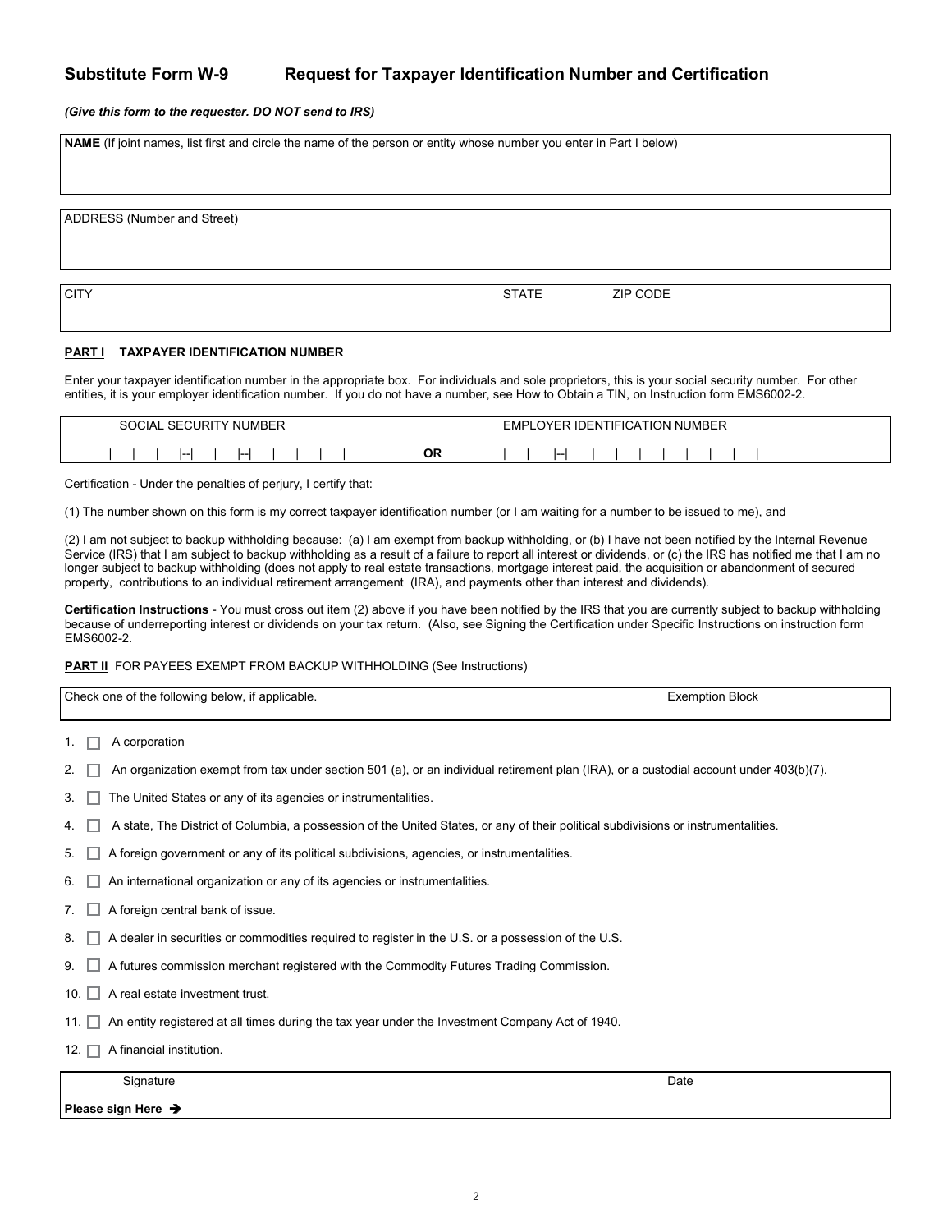## Substitute Form W-9 Request for Taxpayer Identification Number and Certification

***(Give this form to the requester. DO NOT send to IRS)***

**NAME** (If joint names, list first and circle the name of the person or entity whose number you enter in Part I below)

ADDRESS (Number and Street)

| CITY | STATE | ZIP CODE |
|---|---|---|
| | | |

**PART I TAXPAYER IDENTIFICATION NUMBER**

Enter your taxpayer identification number in the appropriate box. For individuals and sole proprietors, this is your social security number. For other entities, it is your employer identification number. If you do not have a number, see How to Obtain a TIN, on Instruction form EMS6002-2.

| SOCIAL SECURITY NUMBER | | EMPLOYER IDENTIFICATION NUMBER |
|---|---|---|
| \| \| \| \|--\| \| \|--\| \| \| \| \| | **OR** | \| \| \|--\| \| \| \| \| \| \| \| \| |

Certification - Under the penalties of perjury, I certify that:

(1) The number shown on this form is my correct taxpayer identification number (or I am waiting for a number to be issued to me), and

(2) I am not subject to backup withholding because: (a) I am exempt from backup withholding, or (b) I have not been notified by the Internal Revenue Service (IRS) that I am subject to backup withholding as a result of a failure to report all interest or dividends, or (c) the IRS has notified me that I am no longer subject to backup withholding (does not apply to real estate transactions, mortgage interest paid, the acquisition or abandonment of secured property, contributions to an individual retirement arrangement (IRA), and payments other than interest and dividends).

**Certification Instructions** - You must cross out item (2) above if you have been notified by the IRS that you are currently subject to backup withholding because of underreporting interest or dividends on your tax return. (Also, see Signing the Certification under Specific Instructions on instruction form EMS6002-2.

**PART II** FOR PAYEES EXEMPT FROM BACKUP WITHHOLDING (See Instructions)

| Check one of the following below, if applicable. | Exemption Block |
|---|---|

1. ☐ A corporation
2. ☐ An organization exempt from tax under section 501 (a), or an individual retirement plan (IRA), or a custodial account under 403(b)(7).
3. ☐ The United States or any of its agencies or instrumentalities.
4. ☐ A state, The District of Columbia, a possession of the United States, or any of their political subdivisions or instrumentalities.
5. ☐ A foreign government or any of its political subdivisions, agencies, or instrumentalities.
6. ☐ An international organization or any of its agencies or instrumentalities.
7. ☐ A foreign central bank of issue.
8. ☐ A dealer in securities or commodities required to register in the U.S. or a possession of the U.S.
9. ☐ A futures commission merchant registered with the Commodity Futures Trading Commission.
10. ☐ A real estate investment trust.
11. ☐ An entity registered at all times during the tax year under the Investment Company Act of 1940.
12. ☐ A financial institution.

| Signature | Date |
|---|---|
| **Please sign Here ➔** | |